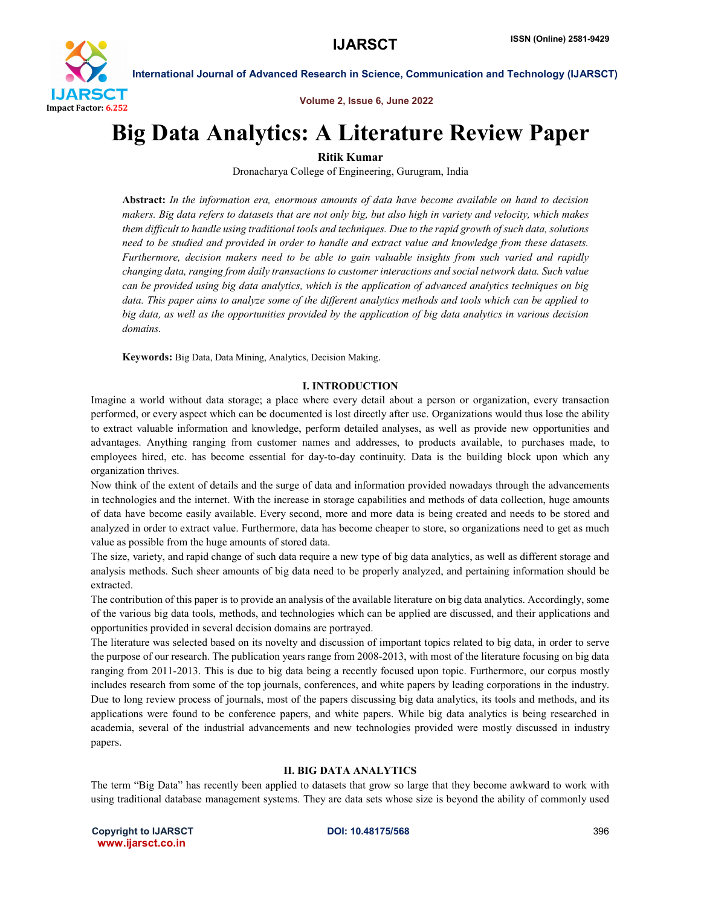# Big Data Analytics: A Literature Review Paper

**Ritik Kumar**

Dronacharya College of Engineering, Gurugram, India

**Abstract:** *In the information era, enormous amounts of data have become available on hand to decision makers. Big data refers to datasets that are not only big, but also high in variety and velocity, which makes them difficult to handle using traditional tools and techniques. Due to the rapid growth of such data, solutions need to be studied and provided in order to handle and extract value and knowledge from these datasets. Furthermore, decision makers need to be able to gain valuable insights from such varied and rapidly changing data, ranging from daily transactions to customer interactions and social network data. Such value can be provided using big data analytics, which is the application of advanced analytics techniques on big data. This paper aims to analyze some of the different analytics methods and tools which can be applied to big data, as well as the opportunities provided by the application of big data analytics in various decision domains.*

**Keywords:** Big Data, Data Mining, Analytics, Decision Making.

## I. INTRODUCTION

Imagine a world without data storage; a place where every detail about a person or organization, every transaction performed, or every aspect which can be documented is lost directly after use. Organizations would thus lose the ability to extract valuable information and knowledge, perform detailed analyses, as well as provide new opportunities and advantages. Anything ranging from customer names and addresses, to products available, to purchases made, to employees hired, etc. has become essential for day-to-day continuity. Data is the building block upon which any organization thrives.

Now think of the extent of details and the surge of data and information provided nowadays through the advancements in technologies and the internet. With the increase in storage capabilities and methods of data collection, huge amounts of data have become easily available. Every second, more and more data is being created and needs to be stored and analyzed in order to extract value. Furthermore, data has become cheaper to store, so organizations need to get as much value as possible from the huge amounts of stored data.

The size, variety, and rapid change of such data require a new type of big data analytics, as well as different storage and analysis methods. Such sheer amounts of big data need to be properly analyzed, and pertaining information should be extracted.

The contribution of this paper is to provide an analysis of the available literature on big data analytics. Accordingly, some of the various big data tools, methods, and technologies which can be applied are discussed, and their applications and opportunities provided in several decision domains are portrayed.

The literature was selected based on its novelty and discussion of important topics related to big data, in order to serve the purpose of our research. The publication years range from 2008-2013, with most of the literature focusing on big data ranging from 2011-2013. This is due to big data being a recently focused upon topic. Furthermore, our corpus mostly includes research from some of the top journals, conferences, and white papers by leading corporations in the industry. Due to long review process of journals, most of the papers discussing big data analytics, its tools and methods, and its applications were found to be conference papers, and white papers. While big data analytics is being researched in academia, several of the industrial advancements and new technologies provided were mostly discussed in industry papers.

## II. BIG DATA ANALYTICS

The term "Big Data" has recently been applied to datasets that grow so large that they become awkward to work with using traditional database management systems. They are data sets whose size is beyond the ability of commonly used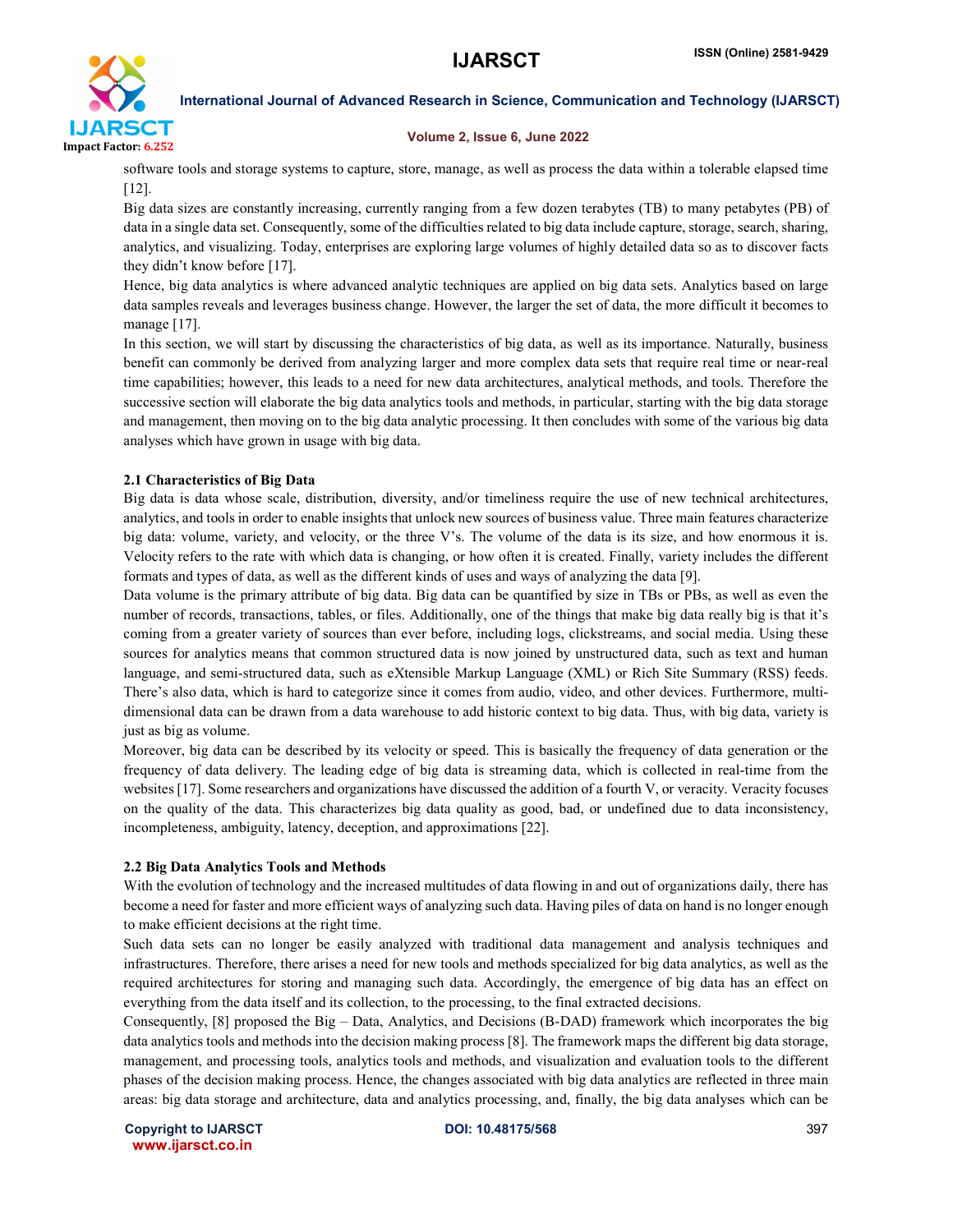software tools and storage systems to capture, store, manage, as well as process the data within a tolerable elapsed time [12].

Big data sizes are constantly increasing, currently ranging from a few dozen terabytes (TB) to many petabytes (PB) of data in a single data set. Consequently, some of the difficulties related to big data include capture, storage, search, sharing, analytics, and visualizing. Today, enterprises are exploring large volumes of highly detailed data so as to discover facts they didn't know before [17].

Hence, big data analytics is where advanced analytic techniques are applied on big data sets. Analytics based on large data samples reveals and leverages business change. However, the larger the set of data, the more difficult it becomes to manage [17].

In this section, we will start by discussing the characteristics of big data, as well as its importance. Naturally, business benefit can commonly be derived from analyzing larger and more complex data sets that require real time or near-real time capabilities; however, this leads to a need for new data architectures, analytical methods, and tools. Therefore the successive section will elaborate the big data analytics tools and methods, in particular, starting with the big data storage and management, then moving on to the big data analytic processing. It then concludes with some of the various big data analyses which have grown in usage with big data.

### 2.1 Characteristics of Big Data

Big data is data whose scale, distribution, diversity, and/or timeliness require the use of new technical architectures, analytics, and tools in order to enable insights that unlock new sources of business value. Three main features characterize big data: volume, variety, and velocity, or the three V's. The volume of the data is its size, and how enormous it is. Velocity refers to the rate with which data is changing, or how often it is created. Finally, variety includes the different formats and types of data, as well as the different kinds of uses and ways of analyzing the data [9].

Data volume is the primary attribute of big data. Big data can be quantified by size in TBs or PBs, as well as even the number of records, transactions, tables, or files. Additionally, one of the things that make big data really big is that it's coming from a greater variety of sources than ever before, including logs, clickstreams, and social media. Using these sources for analytics means that common structured data is now joined by unstructured data, such as text and human language, and semi-structured data, such as eXtensible Markup Language (XML) or Rich Site Summary (RSS) feeds. There's also data, which is hard to categorize since it comes from audio, video, and other devices. Furthermore, multi-dimensional data can be drawn from a data warehouse to add historic context to big data. Thus, with big data, variety is just as big as volume.

Moreover, big data can be described by its velocity or speed. This is basically the frequency of data generation or the frequency of data delivery. The leading edge of big data is streaming data, which is collected in real-time from the websites [17]. Some researchers and organizations have discussed the addition of a fourth V, or veracity. Veracity focuses on the quality of the data. This characterizes big data quality as good, bad, or undefined due to data inconsistency, incompleteness, ambiguity, latency, deception, and approximations [22].

### 2.2 Big Data Analytics Tools and Methods

With the evolution of technology and the increased multitudes of data flowing in and out of organizations daily, there has become a need for faster and more efficient ways of analyzing such data. Having piles of data on hand is no longer enough to make efficient decisions at the right time.

Such data sets can no longer be easily analyzed with traditional data management and analysis techniques and infrastructures. Therefore, there arises a need for new tools and methods specialized for big data analytics, as well as the required architectures for storing and managing such data. Accordingly, the emergence of big data has an effect on everything from the data itself and its collection, to the processing, to the final extracted decisions.

Consequently, [8] proposed the Big – Data, Analytics, and Decisions (B-DAD) framework which incorporates the big data analytics tools and methods into the decision making process [8]. The framework maps the different big data storage, management, and processing tools, analytics tools and methods, and visualization and evaluation tools to the different phases of the decision making process. Hence, the changes associated with big data analytics are reflected in three main areas: big data storage and architecture, data and analytics processing, and, finally, the big data analyses which can be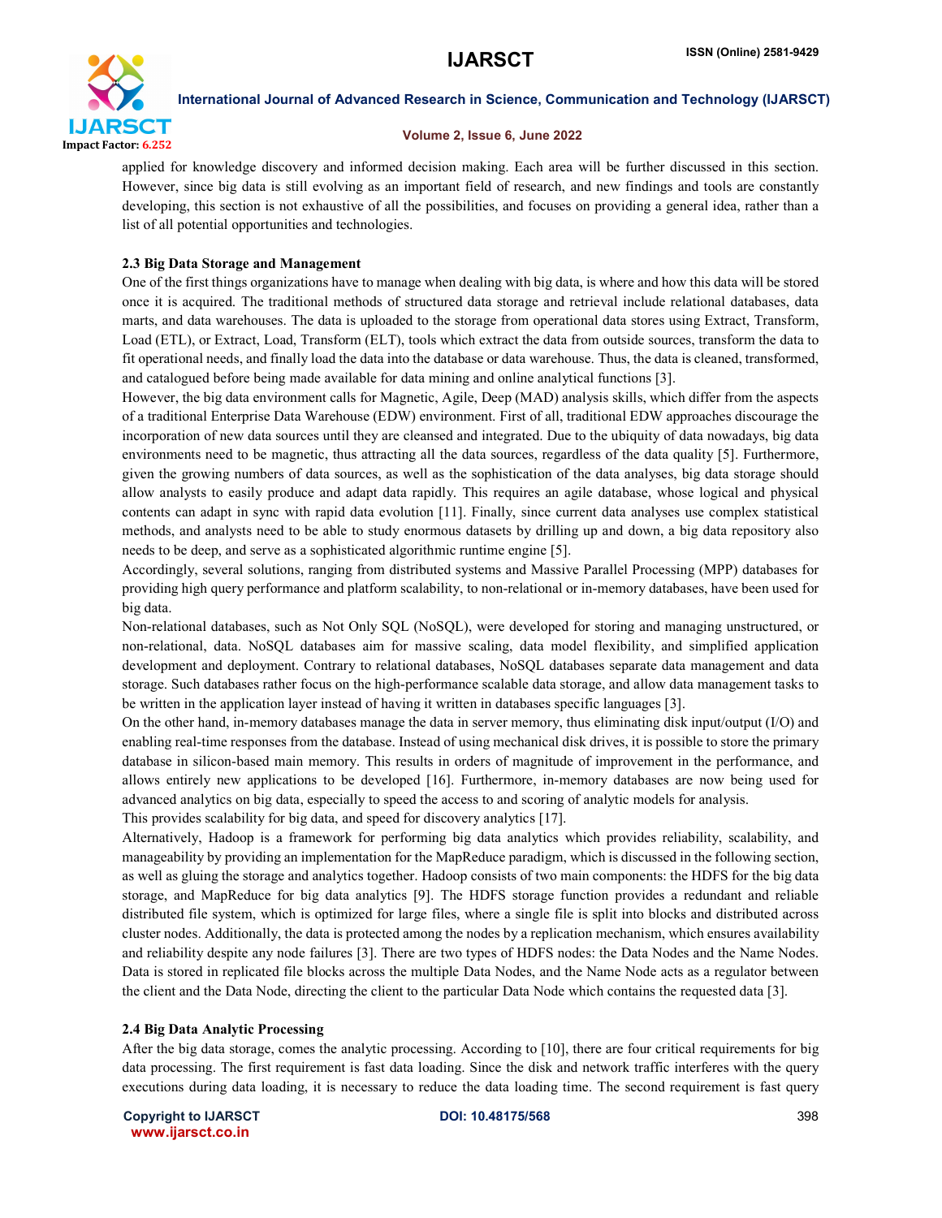applied for knowledge discovery and informed decision making. Each area will be further discussed in this section. However, since big data is still evolving as an important field of research, and new findings and tools are constantly developing, this section is not exhaustive of all the possibilities, and focuses on providing a general idea, rather than a list of all potential opportunities and technologies.

### 2.3 Big Data Storage and Management

One of the first things organizations have to manage when dealing with big data, is where and how this data will be stored once it is acquired. The traditional methods of structured data storage and retrieval include relational databases, data marts, and data warehouses. The data is uploaded to the storage from operational data stores using Extract, Transform, Load (ETL), or Extract, Load, Transform (ELT), tools which extract the data from outside sources, transform the data to fit operational needs, and finally load the data into the database or data warehouse. Thus, the data is cleaned, transformed, and catalogued before being made available for data mining and online analytical functions [3].

However, the big data environment calls for Magnetic, Agile, Deep (MAD) analysis skills, which differ from the aspects of a traditional Enterprise Data Warehouse (EDW) environment. First of all, traditional EDW approaches discourage the incorporation of new data sources until they are cleansed and integrated. Due to the ubiquity of data nowadays, big data environments need to be magnetic, thus attracting all the data sources, regardless of the data quality [5]. Furthermore, given the growing numbers of data sources, as well as the sophistication of the data analyses, big data storage should allow analysts to easily produce and adapt data rapidly. This requires an agile database, whose logical and physical contents can adapt in sync with rapid data evolution [11]. Finally, since current data analyses use complex statistical methods, and analysts need to be able to study enormous datasets by drilling up and down, a big data repository also needs to be deep, and serve as a sophisticated algorithmic runtime engine [5].

Accordingly, several solutions, ranging from distributed systems and Massive Parallel Processing (MPP) databases for providing high query performance and platform scalability, to non-relational or in-memory databases, have been used for big data.

Non-relational databases, such as Not Only SQL (NoSQL), were developed for storing and managing unstructured, or non-relational, data. NoSQL databases aim for massive scaling, data model flexibility, and simplified application development and deployment. Contrary to relational databases, NoSQL databases separate data management and data storage. Such databases rather focus on the high-performance scalable data storage, and allow data management tasks to be written in the application layer instead of having it written in databases specific languages [3].

On the other hand, in-memory databases manage the data in server memory, thus eliminating disk input/output (I/O) and enabling real-time responses from the database. Instead of using mechanical disk drives, it is possible to store the primary database in silicon-based main memory. This results in orders of magnitude of improvement in the performance, and allows entirely new applications to be developed [16]. Furthermore, in-memory databases are now being used for advanced analytics on big data, especially to speed the access to and scoring of analytic models for analysis.

This provides scalability for big data, and speed for discovery analytics [17].

Alternatively, Hadoop is a framework for performing big data analytics which provides reliability, scalability, and manageability by providing an implementation for the MapReduce paradigm, which is discussed in the following section, as well as gluing the storage and analytics together. Hadoop consists of two main components: the HDFS for the big data storage, and MapReduce for big data analytics [9]. The HDFS storage function provides a redundant and reliable distributed file system, which is optimized for large files, where a single file is split into blocks and distributed across cluster nodes. Additionally, the data is protected among the nodes by a replication mechanism, which ensures availability and reliability despite any node failures [3]. There are two types of HDFS nodes: the Data Nodes and the Name Nodes. Data is stored in replicated file blocks across the multiple Data Nodes, and the Name Node acts as a regulator between the client and the Data Node, directing the client to the particular Data Node which contains the requested data [3].

### 2.4 Big Data Analytic Processing

After the big data storage, comes the analytic processing. According to [10], there are four critical requirements for big data processing. The first requirement is fast data loading. Since the disk and network traffic interferes with the query executions during data loading, it is necessary to reduce the data loading time. The second requirement is fast query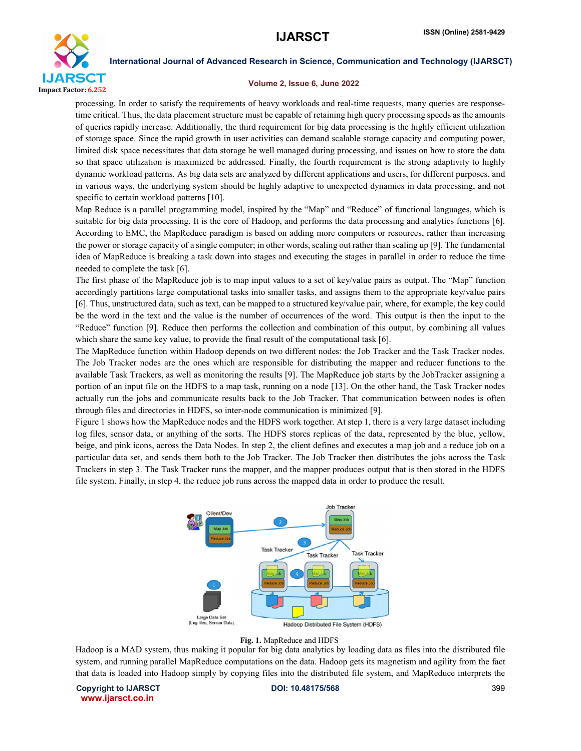processing. In order to satisfy the requirements of heavy workloads and real-time requests, many queries are response-time critical. Thus, the data placement structure must be capable of retaining high query processing speeds as the amounts of queries rapidly increase. Additionally, the third requirement for big data processing is the highly efficient utilization of storage space. Since the rapid growth in user activities can demand scalable storage capacity and computing power, limited disk space necessitates that data storage be well managed during processing, and issues on how to store the data so that space utilization is maximized be addressed. Finally, the fourth requirement is the strong adaptivity to highly dynamic workload patterns. As big data sets are analyzed by different applications and users, for different purposes, and in various ways, the underlying system should be highly adaptive to unexpected dynamics in data processing, and not specific to certain workload patterns [10].

Map Reduce is a parallel programming model, inspired by the "Map" and "Reduce" of functional languages, which is suitable for big data processing. It is the core of Hadoop, and performs the data processing and analytics functions [6]. According to EMC, the MapReduce paradigm is based on adding more computers or resources, rather than increasing the power or storage capacity of a single computer; in other words, scaling out rather than scaling up [9]. The fundamental idea of MapReduce is breaking a task down into stages and executing the stages in parallel in order to reduce the time needed to complete the task [6].

The first phase of the MapReduce job is to map input values to a set of key/value pairs as output. The "Map" function accordingly partitions large computational tasks into smaller tasks, and assigns them to the appropriate key/value pairs [6]. Thus, unstructured data, such as text, can be mapped to a structured key/value pair, where, for example, the key could be the word in the text and the value is the number of occurrences of the word. This output is then the input to the "Reduce" function [9]. Reduce then performs the collection and combination of this output, by combining all values which share the same key value, to provide the final result of the computational task [6].

The MapReduce function within Hadoop depends on two different nodes: the Job Tracker and the Task Tracker nodes. The Job Tracker nodes are the ones which are responsible for distributing the mapper and reducer functions to the available Task Trackers, as well as monitoring the results [9]. The MapReduce job starts by the JobTracker assigning a portion of an input file on the HDFS to a map task, running on a node [13]. On the other hand, the Task Tracker nodes actually run the jobs and communicate results back to the Job Tracker. That communication between nodes is often through files and directories in HDFS, so inter-node communication is minimized [9].

Figure 1 shows how the MapReduce nodes and the HDFS work together. At step 1, there is a very large dataset including log files, sensor data, or anything of the sorts. The HDFS stores replicas of the data, represented by the blue, yellow, beige, and pink icons, across the Data Nodes. In step 2, the client defines and executes a map job and a reduce job on a particular data set, and sends them both to the Job Tracker. The Job Tracker then distributes the jobs across the Task Trackers in step 3. The Task Tracker runs the mapper, and the mapper produces output that is then stored in the HDFS file system. Finally, in step 4, the reduce job runs across the mapped data in order to produce the result.

**Fig. 1.** MapReduce and HDFS

Hadoop is a MAD system, thus making it popular for big data analytics by loading data as files into the distributed file system, and running parallel MapReduce computations on the data. Hadoop gets its magnetism and agility from the fact that data is loaded into Hadoop simply by copying files into the distributed file system, and MapReduce interprets the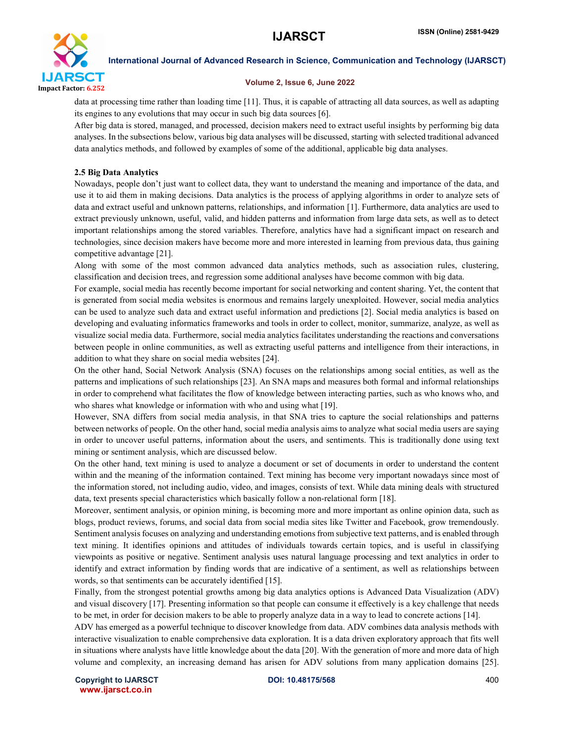data at processing time rather than loading time [11]. Thus, it is capable of attracting all data sources, as well as adapting its engines to any evolutions that may occur in such big data sources [6].

After big data is stored, managed, and processed, decision makers need to extract useful insights by performing big data analyses. In the subsections below, various big data analyses will be discussed, starting with selected traditional advanced data analytics methods, and followed by examples of some of the additional, applicable big data analyses.

### 2.5 Big Data Analytics

Nowadays, people don't just want to collect data, they want to understand the meaning and importance of the data, and use it to aid them in making decisions. Data analytics is the process of applying algorithms in order to analyze sets of data and extract useful and unknown patterns, relationships, and information [1]. Furthermore, data analytics are used to extract previously unknown, useful, valid, and hidden patterns and information from large data sets, as well as to detect important relationships among the stored variables. Therefore, analytics have had a significant impact on research and technologies, since decision makers have become more and more interested in learning from previous data, thus gaining competitive advantage [21].

Along with some of the most common advanced data analytics methods, such as association rules, clustering, classification and decision trees, and regression some additional analyses have become common with big data.

For example, social media has recently become important for social networking and content sharing. Yet, the content that is generated from social media websites is enormous and remains largely unexploited. However, social media analytics can be used to analyze such data and extract useful information and predictions [2]. Social media analytics is based on developing and evaluating informatics frameworks and tools in order to collect, monitor, summarize, analyze, as well as visualize social media data. Furthermore, social media analytics facilitates understanding the reactions and conversations between people in online communities, as well as extracting useful patterns and intelligence from their interactions, in addition to what they share on social media websites [24].

On the other hand, Social Network Analysis (SNA) focuses on the relationships among social entities, as well as the patterns and implications of such relationships [23]. An SNA maps and measures both formal and informal relationships in order to comprehend what facilitates the flow of knowledge between interacting parties, such as who knows who, and who shares what knowledge or information with who and using what [19].

However, SNA differs from social media analysis, in that SNA tries to capture the social relationships and patterns between networks of people. On the other hand, social media analysis aims to analyze what social media users are saying in order to uncover useful patterns, information about the users, and sentiments. This is traditionally done using text mining or sentiment analysis, which are discussed below.

On the other hand, text mining is used to analyze a document or set of documents in order to understand the content within and the meaning of the information contained. Text mining has become very important nowadays since most of the information stored, not including audio, video, and images, consists of text. While data mining deals with structured data, text presents special characteristics which basically follow a non-relational form [18].

Moreover, sentiment analysis, or opinion mining, is becoming more and more important as online opinion data, such as blogs, product reviews, forums, and social data from social media sites like Twitter and Facebook, grow tremendously. Sentiment analysis focuses on analyzing and understanding emotions from subjective text patterns, and is enabled through text mining. It identifies opinions and attitudes of individuals towards certain topics, and is useful in classifying viewpoints as positive or negative. Sentiment analysis uses natural language processing and text analytics in order to identify and extract information by finding words that are indicative of a sentiment, as well as relationships between words, so that sentiments can be accurately identified [15].

Finally, from the strongest potential growths among big data analytics options is Advanced Data Visualization (ADV) and visual discovery [17]. Presenting information so that people can consume it effectively is a key challenge that needs to be met, in order for decision makers to be able to properly analyze data in a way to lead to concrete actions [14].

ADV has emerged as a powerful technique to discover knowledge from data. ADV combines data analysis methods with interactive visualization to enable comprehensive data exploration. It is a data driven exploratory approach that fits well in situations where analysts have little knowledge about the data [20]. With the generation of more and more data of high volume and complexity, an increasing demand has arisen for ADV solutions from many application domains [25].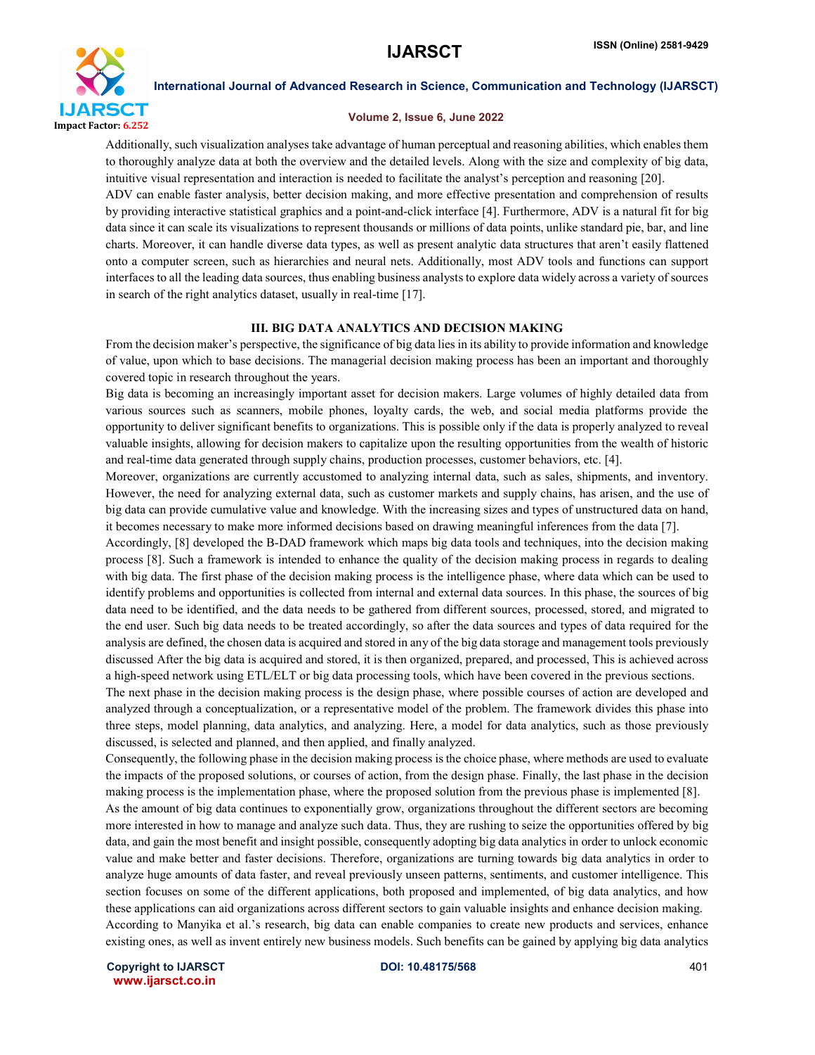Additionally, such visualization analyses take advantage of human perceptual and reasoning abilities, which enables them to thoroughly analyze data at both the overview and the detailed levels. Along with the size and complexity of big data, intuitive visual representation and interaction is needed to facilitate the analyst's perception and reasoning [20].

ADV can enable faster analysis, better decision making, and more effective presentation and comprehension of results by providing interactive statistical graphics and a point-and-click interface [4]. Furthermore, ADV is a natural fit for big data since it can scale its visualizations to represent thousands or millions of data points, unlike standard pie, bar, and line charts. Moreover, it can handle diverse data types, as well as present analytic data structures that aren't easily flattened onto a computer screen, such as hierarchies and neural nets. Additionally, most ADV tools and functions can support interfaces to all the leading data sources, thus enabling business analysts to explore data widely across a variety of sources in search of the right analytics dataset, usually in real-time [17].

## III. BIG DATA ANALYTICS AND DECISION MAKING

From the decision maker's perspective, the significance of big data lies in its ability to provide information and knowledge of value, upon which to base decisions. The managerial decision making process has been an important and thoroughly covered topic in research throughout the years.

Big data is becoming an increasingly important asset for decision makers. Large volumes of highly detailed data from various sources such as scanners, mobile phones, loyalty cards, the web, and social media platforms provide the opportunity to deliver significant benefits to organizations. This is possible only if the data is properly analyzed to reveal valuable insights, allowing for decision makers to capitalize upon the resulting opportunities from the wealth of historic and real-time data generated through supply chains, production processes, customer behaviors, etc. [4].

Moreover, organizations are currently accustomed to analyzing internal data, such as sales, shipments, and inventory. However, the need for analyzing external data, such as customer markets and supply chains, has arisen, and the use of big data can provide cumulative value and knowledge. With the increasing sizes and types of unstructured data on hand, it becomes necessary to make more informed decisions based on drawing meaningful inferences from the data [7].

Accordingly, [8] developed the B-DAD framework which maps big data tools and techniques, into the decision making process [8]. Such a framework is intended to enhance the quality of the decision making process in regards to dealing with big data. The first phase of the decision making process is the intelligence phase, where data which can be used to identify problems and opportunities is collected from internal and external data sources. In this phase, the sources of big data need to be identified, and the data needs to be gathered from different sources, processed, stored, and migrated to the end user. Such big data needs to be treated accordingly, so after the data sources and types of data required for the analysis are defined, the chosen data is acquired and stored in any of the big data storage and management tools previously discussed After the big data is acquired and stored, it is then organized, prepared, and processed, This is achieved across a high-speed network using ETL/ELT or big data processing tools, which have been covered in the previous sections.

The next phase in the decision making process is the design phase, where possible courses of action are developed and analyzed through a conceptualization, or a representative model of the problem. The framework divides this phase into three steps, model planning, data analytics, and analyzing. Here, a model for data analytics, such as those previously discussed, is selected and planned, and then applied, and finally analyzed.

Consequently, the following phase in the decision making process is the choice phase, where methods are used to evaluate the impacts of the proposed solutions, or courses of action, from the design phase. Finally, the last phase in the decision making process is the implementation phase, where the proposed solution from the previous phase is implemented [8].

As the amount of big data continues to exponentially grow, organizations throughout the different sectors are becoming more interested in how to manage and analyze such data. Thus, they are rushing to seize the opportunities offered by big data, and gain the most benefit and insight possible, consequently adopting big data analytics in order to unlock economic value and make better and faster decisions. Therefore, organizations are turning towards big data analytics in order to analyze huge amounts of data faster, and reveal previously unseen patterns, sentiments, and customer intelligence. This section focuses on some of the different applications, both proposed and implemented, of big data analytics, and how these applications can aid organizations across different sectors to gain valuable insights and enhance decision making.

According to Manyika et al.'s research, big data can enable companies to create new products and services, enhance existing ones, as well as invent entirely new business models. Such benefits can be gained by applying big data analytics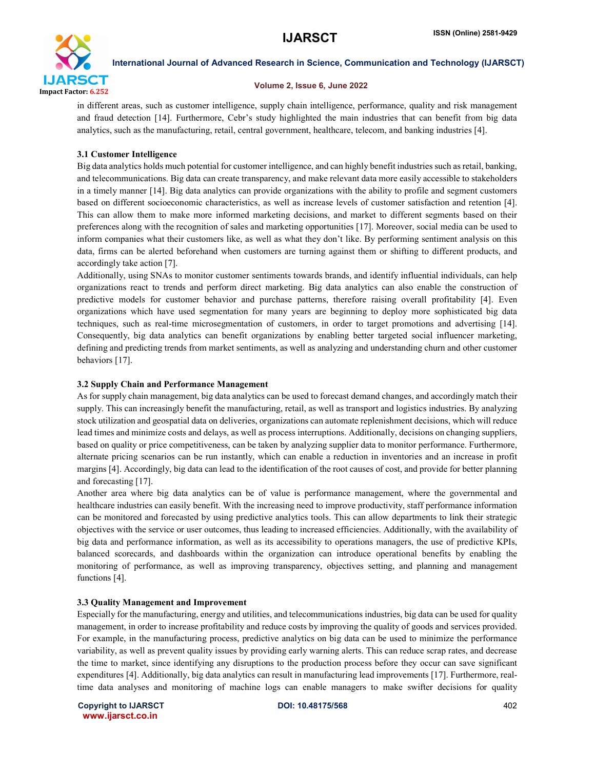in different areas, such as customer intelligence, supply chain intelligence, performance, quality and risk management and fraud detection [14]. Furthermore, Cebr's study highlighted the main industries that can benefit from big data analytics, such as the manufacturing, retail, central government, healthcare, telecom, and banking industries [4].

### 3.1 Customer Intelligence

Big data analytics holds much potential for customer intelligence, and can highly benefit industries such as retail, banking, and telecommunications. Big data can create transparency, and make relevant data more easily accessible to stakeholders in a timely manner [14]. Big data analytics can provide organizations with the ability to profile and segment customers based on different socioeconomic characteristics, as well as increase levels of customer satisfaction and retention [4]. This can allow them to make more informed marketing decisions, and market to different segments based on their preferences along with the recognition of sales and marketing opportunities [17]. Moreover, social media can be used to inform companies what their customers like, as well as what they don't like. By performing sentiment analysis on this data, firms can be alerted beforehand when customers are turning against them or shifting to different products, and accordingly take action [7].

Additionally, using SNAs to monitor customer sentiments towards brands, and identify influential individuals, can help organizations react to trends and perform direct marketing. Big data analytics can also enable the construction of predictive models for customer behavior and purchase patterns, therefore raising overall profitability [4]. Even organizations which have used segmentation for many years are beginning to deploy more sophisticated big data techniques, such as real-time microsegmentation of customers, in order to target promotions and advertising [14]. Consequently, big data analytics can benefit organizations by enabling better targeted social influencer marketing, defining and predicting trends from market sentiments, as well as analyzing and understanding churn and other customer behaviors [17].

### 3.2 Supply Chain and Performance Management

As for supply chain management, big data analytics can be used to forecast demand changes, and accordingly match their supply. This can increasingly benefit the manufacturing, retail, as well as transport and logistics industries. By analyzing stock utilization and geospatial data on deliveries, organizations can automate replenishment decisions, which will reduce lead times and minimize costs and delays, as well as process interruptions. Additionally, decisions on changing suppliers, based on quality or price competitiveness, can be taken by analyzing supplier data to monitor performance. Furthermore, alternate pricing scenarios can be run instantly, which can enable a reduction in inventories and an increase in profit margins [4]. Accordingly, big data can lead to the identification of the root causes of cost, and provide for better planning and forecasting [17].

Another area where big data analytics can be of value is performance management, where the governmental and healthcare industries can easily benefit. With the increasing need to improve productivity, staff performance information can be monitored and forecasted by using predictive analytics tools. This can allow departments to link their strategic objectives with the service or user outcomes, thus leading to increased efficiencies. Additionally, with the availability of big data and performance information, as well as its accessibility to operations managers, the use of predictive KPIs, balanced scorecards, and dashboards within the organization can introduce operational benefits by enabling the monitoring of performance, as well as improving transparency, objectives setting, and planning and management functions [4].

### 3.3 Quality Management and Improvement

Especially for the manufacturing, energy and utilities, and telecommunications industries, big data can be used for quality management, in order to increase profitability and reduce costs by improving the quality of goods and services provided. For example, in the manufacturing process, predictive analytics on big data can be used to minimize the performance variability, as well as prevent quality issues by providing early warning alerts. This can reduce scrap rates, and decrease the time to market, since identifying any disruptions to the production process before they occur can save significant expenditures [4]. Additionally, big data analytics can result in manufacturing lead improvements [17]. Furthermore, real-time data analyses and monitoring of machine logs can enable managers to make swifter decisions for quality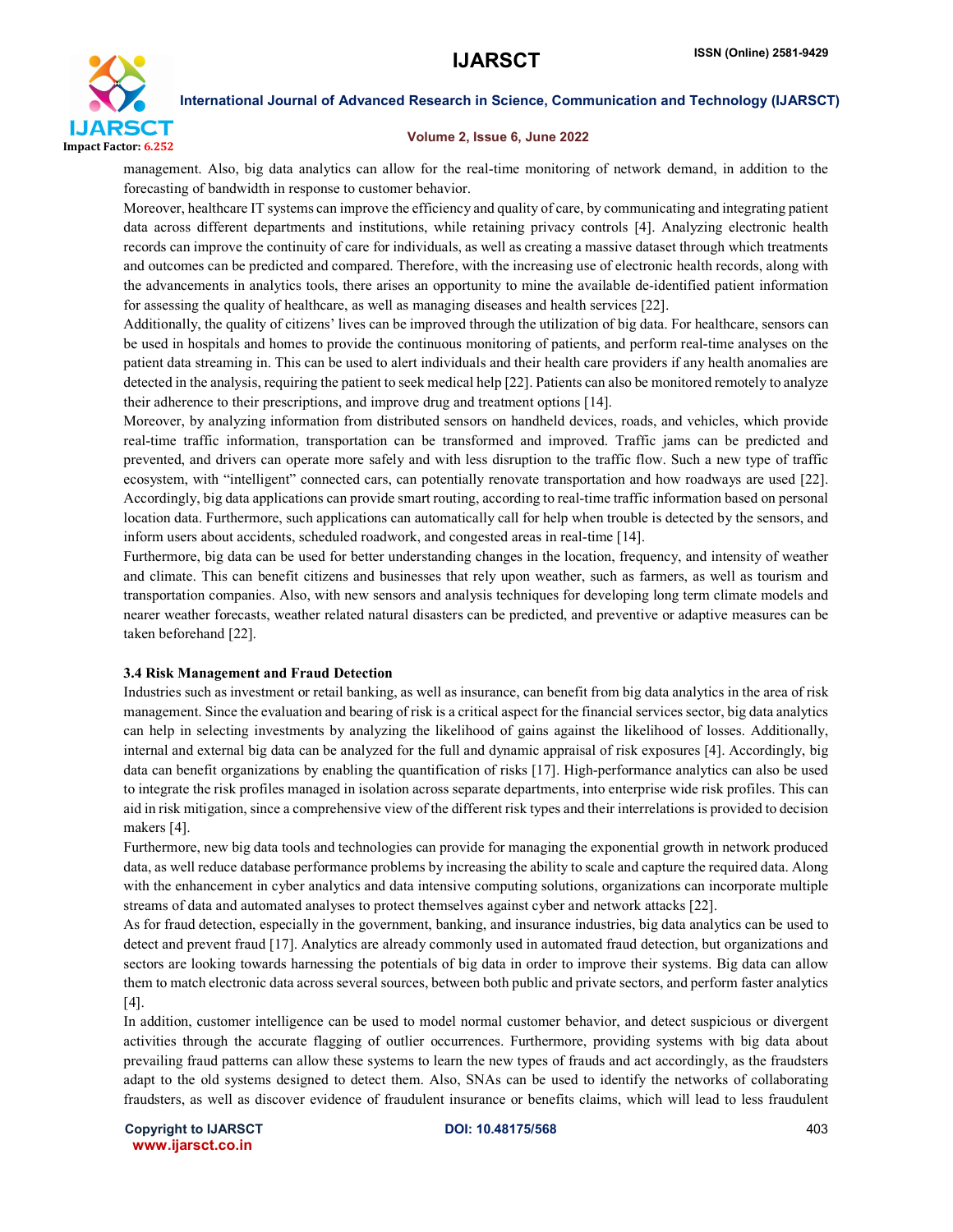management. Also, big data analytics can allow for the real-time monitoring of network demand, in addition to the forecasting of bandwidth in response to customer behavior.

Moreover, healthcare IT systems can improve the efficiency and quality of care, by communicating and integrating patient data across different departments and institutions, while retaining privacy controls [4]. Analyzing electronic health records can improve the continuity of care for individuals, as well as creating a massive dataset through which treatments and outcomes can be predicted and compared. Therefore, with the increasing use of electronic health records, along with the advancements in analytics tools, there arises an opportunity to mine the available de-identified patient information for assessing the quality of healthcare, as well as managing diseases and health services [22].

Additionally, the quality of citizens' lives can be improved through the utilization of big data. For healthcare, sensors can be used in hospitals and homes to provide the continuous monitoring of patients, and perform real-time analyses on the patient data streaming in. This can be used to alert individuals and their health care providers if any health anomalies are detected in the analysis, requiring the patient to seek medical help [22]. Patients can also be monitored remotely to analyze their adherence to their prescriptions, and improve drug and treatment options [14].

Moreover, by analyzing information from distributed sensors on handheld devices, roads, and vehicles, which provide real-time traffic information, transportation can be transformed and improved. Traffic jams can be predicted and prevented, and drivers can operate more safely and with less disruption to the traffic flow. Such a new type of traffic ecosystem, with "intelligent" connected cars, can potentially renovate transportation and how roadways are used [22]. Accordingly, big data applications can provide smart routing, according to real-time traffic information based on personal location data. Furthermore, such applications can automatically call for help when trouble is detected by the sensors, and inform users about accidents, scheduled roadwork, and congested areas in real-time [14].

Furthermore, big data can be used for better understanding changes in the location, frequency, and intensity of weather and climate. This can benefit citizens and businesses that rely upon weather, such as farmers, as well as tourism and transportation companies. Also, with new sensors and analysis techniques for developing long term climate models and nearer weather forecasts, weather related natural disasters can be predicted, and preventive or adaptive measures can be taken beforehand [22].

### 3.4 Risk Management and Fraud Detection

Industries such as investment or retail banking, as well as insurance, can benefit from big data analytics in the area of risk management. Since the evaluation and bearing of risk is a critical aspect for the financial services sector, big data analytics can help in selecting investments by analyzing the likelihood of gains against the likelihood of losses. Additionally, internal and external big data can be analyzed for the full and dynamic appraisal of risk exposures [4]. Accordingly, big data can benefit organizations by enabling the quantification of risks [17]. High-performance analytics can also be used to integrate the risk profiles managed in isolation across separate departments, into enterprise wide risk profiles. This can aid in risk mitigation, since a comprehensive view of the different risk types and their interrelations is provided to decision makers [4].

Furthermore, new big data tools and technologies can provide for managing the exponential growth in network produced data, as well reduce database performance problems by increasing the ability to scale and capture the required data. Along with the enhancement in cyber analytics and data intensive computing solutions, organizations can incorporate multiple streams of data and automated analyses to protect themselves against cyber and network attacks [22].

As for fraud detection, especially in the government, banking, and insurance industries, big data analytics can be used to detect and prevent fraud [17]. Analytics are already commonly used in automated fraud detection, but organizations and sectors are looking towards harnessing the potentials of big data in order to improve their systems. Big data can allow them to match electronic data across several sources, between both public and private sectors, and perform faster analytics [4].

In addition, customer intelligence can be used to model normal customer behavior, and detect suspicious or divergent activities through the accurate flagging of outlier occurrences. Furthermore, providing systems with big data about prevailing fraud patterns can allow these systems to learn the new types of frauds and act accordingly, as the fraudsters adapt to the old systems designed to detect them. Also, SNAs can be used to identify the networks of collaborating fraudsters, as well as discover evidence of fraudulent insurance or benefits claims, which will lead to less fraudulent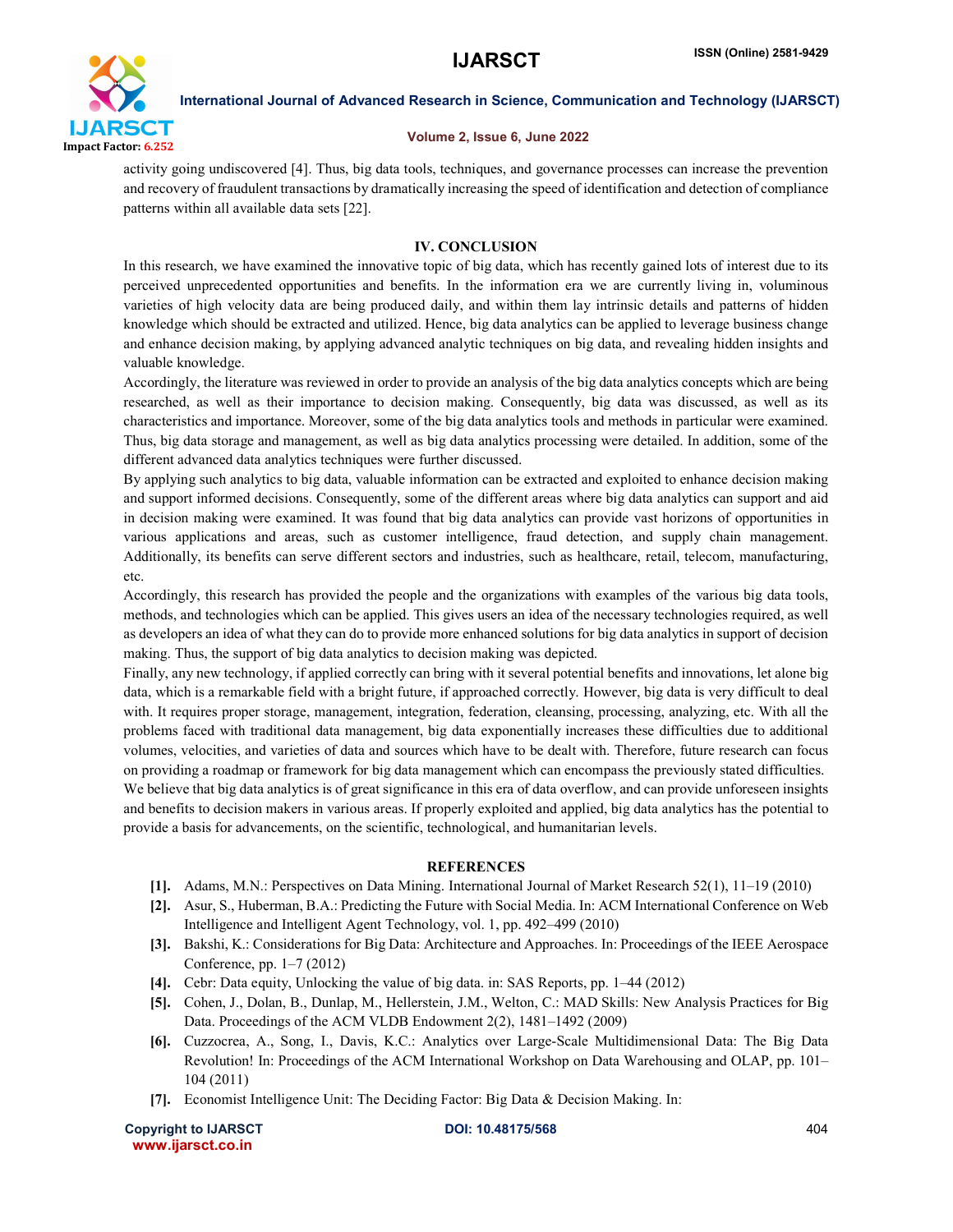activity going undiscovered [4]. Thus, big data tools, techniques, and governance processes can increase the prevention and recovery of fraudulent transactions by dramatically increasing the speed of identification and detection of compliance patterns within all available data sets [22].

## IV. CONCLUSION

In this research, we have examined the innovative topic of big data, which has recently gained lots of interest due to its perceived unprecedented opportunities and benefits. In the information era we are currently living in, voluminous varieties of high velocity data are being produced daily, and within them lay intrinsic details and patterns of hidden knowledge which should be extracted and utilized. Hence, big data analytics can be applied to leverage business change and enhance decision making, by applying advanced analytic techniques on big data, and revealing hidden insights and valuable knowledge.

Accordingly, the literature was reviewed in order to provide an analysis of the big data analytics concepts which are being researched, as well as their importance to decision making. Consequently, big data was discussed, as well as its characteristics and importance. Moreover, some of the big data analytics tools and methods in particular were examined. Thus, big data storage and management, as well as big data analytics processing were detailed. In addition, some of the different advanced data analytics techniques were further discussed.

By applying such analytics to big data, valuable information can be extracted and exploited to enhance decision making and support informed decisions. Consequently, some of the different areas where big data analytics can support and aid in decision making were examined. It was found that big data analytics can provide vast horizons of opportunities in various applications and areas, such as customer intelligence, fraud detection, and supply chain management. Additionally, its benefits can serve different sectors and industries, such as healthcare, retail, telecom, manufacturing, etc.

Accordingly, this research has provided the people and the organizations with examples of the various big data tools, methods, and technologies which can be applied. This gives users an idea of the necessary technologies required, as well as developers an idea of what they can do to provide more enhanced solutions for big data analytics in support of decision making. Thus, the support of big data analytics to decision making was depicted.

Finally, any new technology, if applied correctly can bring with it several potential benefits and innovations, let alone big data, which is a remarkable field with a bright future, if approached correctly. However, big data is very difficult to deal with. It requires proper storage, management, integration, federation, cleansing, processing, analyzing, etc. With all the problems faced with traditional data management, big data exponentially increases these difficulties due to additional volumes, velocities, and varieties of data and sources which have to be dealt with. Therefore, future research can focus on providing a roadmap or framework for big data management which can encompass the previously stated difficulties.

We believe that big data analytics is of great significance in this era of data overflow, and can provide unforeseen insights and benefits to decision makers in various areas. If properly exploited and applied, big data analytics has the potential to provide a basis for advancements, on the scientific, technological, and humanitarian levels.

## REFERENCES

- [1]. Adams, M.N.: Perspectives on Data Mining. International Journal of Market Research 52(1), 11–19 (2010)
- [2]. Asur, S., Huberman, B.A.: Predicting the Future with Social Media. In: ACM International Conference on Web Intelligence and Intelligent Agent Technology, vol. 1, pp. 492–499 (2010)
- [3]. Bakshi, K.: Considerations for Big Data: Architecture and Approaches. In: Proceedings of the IEEE Aerospace Conference, pp. 1–7 (2012)
- [4]. Cebr: Data equity, Unlocking the value of big data. in: SAS Reports, pp. 1–44 (2012)
- [5]. Cohen, J., Dolan, B., Dunlap, M., Hellerstein, J.M., Welton, C.: MAD Skills: New Analysis Practices for Big Data. Proceedings of the ACM VLDB Endowment 2(2), 1481–1492 (2009)
- [6]. Cuzzocrea, A., Song, I., Davis, K.C.: Analytics over Large-Scale Multidimensional Data: The Big Data Revolution! In: Proceedings of the ACM International Workshop on Data Warehousing and OLAP, pp. 101–104 (2011)
- [7]. Economist Intelligence Unit: The Deciding Factor: Big Data & Decision Making. In: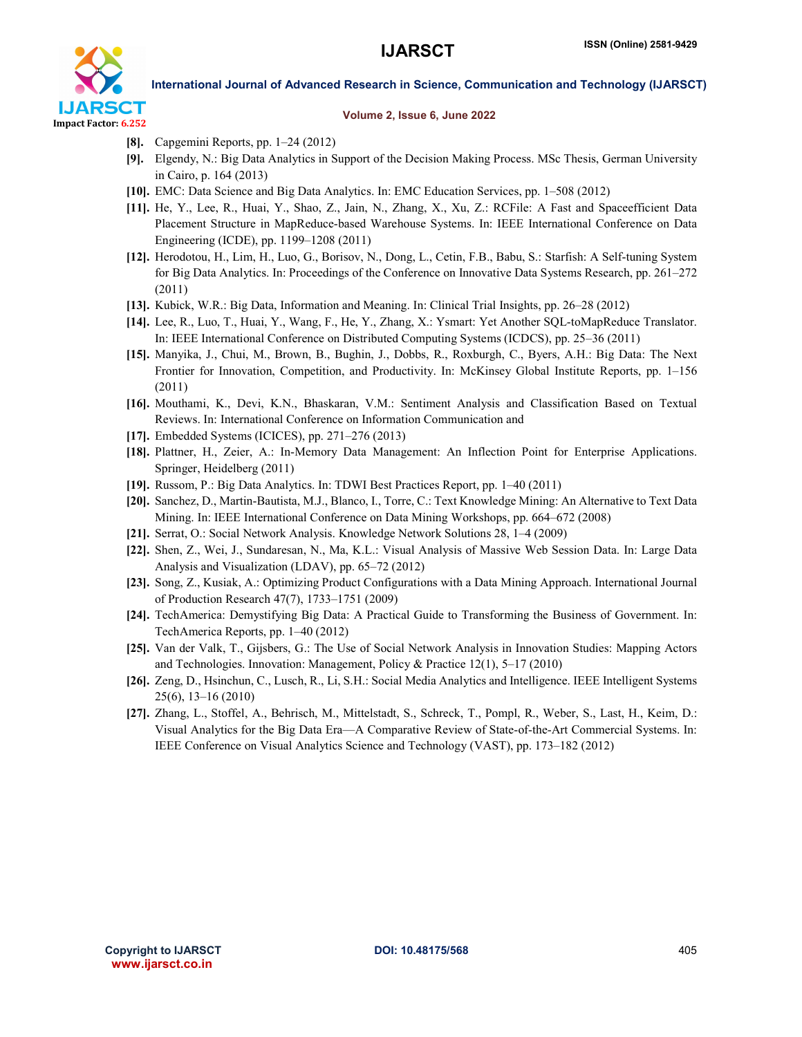- **[8].** Capgemini Reports, pp. 1–24 (2012)
- **[9].** Elgendy, N.: Big Data Analytics in Support of the Decision Making Process. MSc Thesis, German University in Cairo, p. 164 (2013)
- **[10].** EMC: Data Science and Big Data Analytics. In: EMC Education Services, pp. 1–508 (2012)
- **[11].** He, Y., Lee, R., Huai, Y., Shao, Z., Jain, N., Zhang, X., Xu, Z.: RCFile: A Fast and Spaceefficient Data Placement Structure in MapReduce-based Warehouse Systems. In: IEEE International Conference on Data Engineering (ICDE), pp. 1199–1208 (2011)
- **[12].** Herodotou, H., Lim, H., Luo, G., Borisov, N., Dong, L., Cetin, F.B., Babu, S.: Starfish: A Self-tuning System for Big Data Analytics. In: Proceedings of the Conference on Innovative Data Systems Research, pp. 261–272 (2011)
- **[13].** Kubick, W.R.: Big Data, Information and Meaning. In: Clinical Trial Insights, pp. 26–28 (2012)
- **[14].** Lee, R., Luo, T., Huai, Y., Wang, F., He, Y., Zhang, X.: Ysmart: Yet Another SQL-toMapReduce Translator. In: IEEE International Conference on Distributed Computing Systems (ICDCS), pp. 25–36 (2011)
- **[15].** Manyika, J., Chui, M., Brown, B., Bughin, J., Dobbs, R., Roxburgh, C., Byers, A.H.: Big Data: The Next Frontier for Innovation, Competition, and Productivity. In: McKinsey Global Institute Reports, pp. 1–156 (2011)
- **[16].** Mouthami, K., Devi, K.N., Bhaskaran, V.M.: Sentiment Analysis and Classification Based on Textual Reviews. In: International Conference on Information Communication and
- **[17].** Embedded Systems (ICICES), pp. 271–276 (2013)
- **[18].** Plattner, H., Zeier, A.: In-Memory Data Management: An Inflection Point for Enterprise Applications. Springer, Heidelberg (2011)
- **[19].** Russom, P.: Big Data Analytics. In: TDWI Best Practices Report, pp. 1–40 (2011)
- **[20].** Sanchez, D., Martin-Bautista, M.J., Blanco, I., Torre, C.: Text Knowledge Mining: An Alternative to Text Data Mining. In: IEEE International Conference on Data Mining Workshops, pp. 664–672 (2008)
- **[21].** Serrat, O.: Social Network Analysis. Knowledge Network Solutions 28, 1–4 (2009)
- **[22].** Shen, Z., Wei, J., Sundaresan, N., Ma, K.L.: Visual Analysis of Massive Web Session Data. In: Large Data Analysis and Visualization (LDAV), pp. 65–72 (2012)
- **[23].** Song, Z., Kusiak, A.: Optimizing Product Configurations with a Data Mining Approach. International Journal of Production Research 47(7), 1733–1751 (2009)
- **[24].** TechAmerica: Demystifying Big Data: A Practical Guide to Transforming the Business of Government. In: TechAmerica Reports, pp. 1–40 (2012)
- **[25].** Van der Valk, T., Gijsbers, G.: The Use of Social Network Analysis in Innovation Studies: Mapping Actors and Technologies. Innovation: Management, Policy & Practice 12(1), 5–17 (2010)
- **[26].** Zeng, D., Hsinchun, C., Lusch, R., Li, S.H.: Social Media Analytics and Intelligence. IEEE Intelligent Systems 25(6), 13–16 (2010)
- **[27].** Zhang, L., Stoffel, A., Behrisch, M., Mittelstadt, S., Schreck, T., Pompl, R., Weber, S., Last, H., Keim, D.: Visual Analytics for the Big Data Era—A Comparative Review of State-of-the-Art Commercial Systems. In: IEEE Conference on Visual Analytics Science and Technology (VAST), pp. 173–182 (2012)